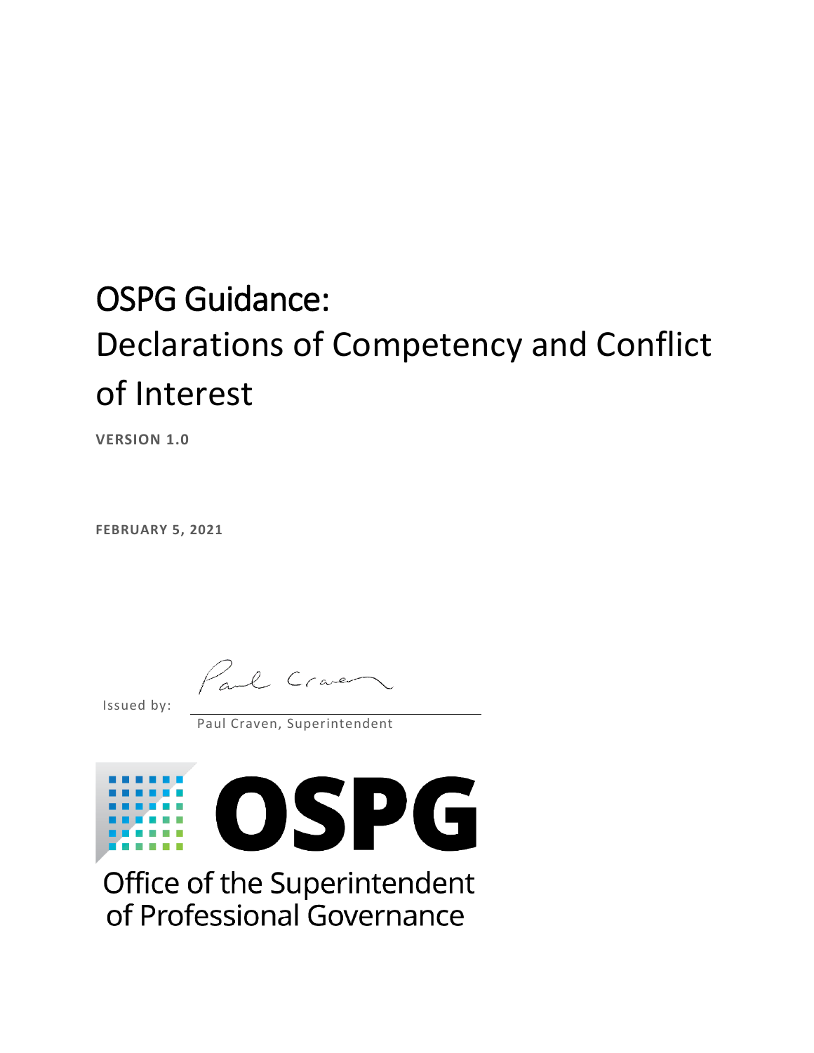# OSPG Guidance:
# Declarations of Competency and Conflict of Interest

**VERSION 1.0**

**FEBRUARY 5, 2021**

Issued by:

Paul Craven, Superintendent

OSPG

Office of the Superintendent of Professional Governance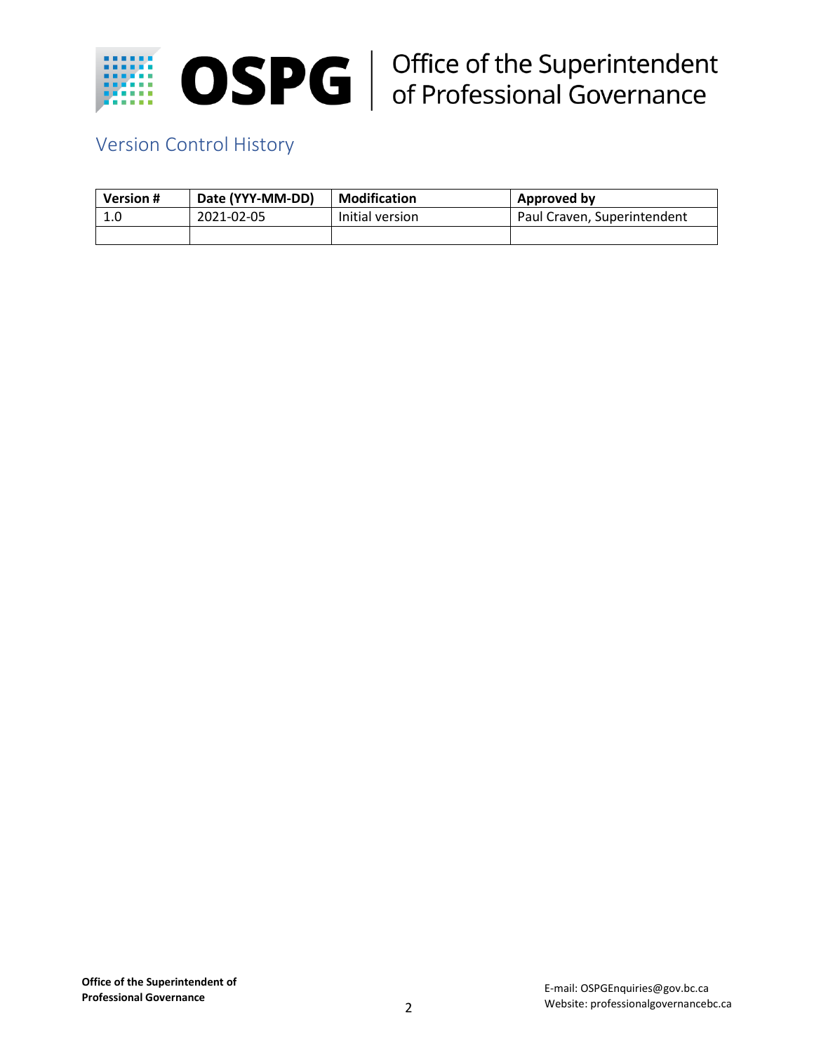## Version Control History

| Version # | Date (YYY-MM-DD) | Modification | Approved by |
|---|---|---|---|
| 1.0 | 2021-02-05 | Initial version | Paul Craven, Superintendent |
| | | | |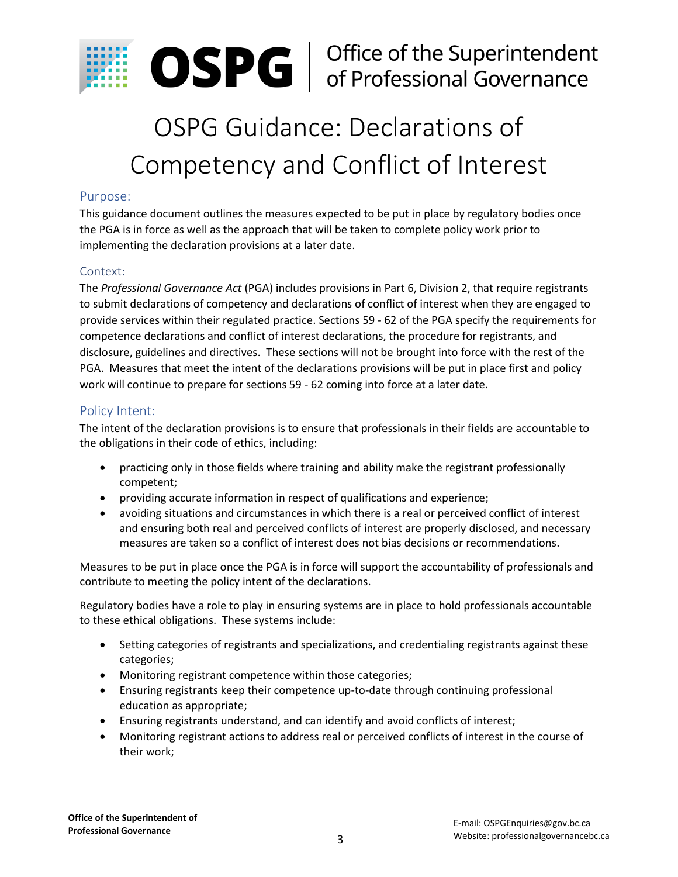# OSPG Guidance: Declarations of Competency and Conflict of Interest

## Purpose:

This guidance document outlines the measures expected to be put in place by regulatory bodies once the PGA is in force as well as the approach that will be taken to complete policy work prior to implementing the declaration provisions at a later date.

## Context:

The *Professional Governance Act* (PGA) includes provisions in Part 6, Division 2, that require registrants to submit declarations of competency and declarations of conflict of interest when they are engaged to provide services within their regulated practice. Sections 59 - 62 of the PGA specify the requirements for competence declarations and conflict of interest declarations, the procedure for registrants, and disclosure, guidelines and directives. These sections will not be brought into force with the rest of the PGA. Measures that meet the intent of the declarations provisions will be put in place first and policy work will continue to prepare for sections 59 - 62 coming into force at a later date.

## Policy Intent:

The intent of the declaration provisions is to ensure that professionals in their fields are accountable to the obligations in their code of ethics, including:

- practicing only in those fields where training and ability make the registrant professionally competent;
- providing accurate information in respect of qualifications and experience;
- avoiding situations and circumstances in which there is a real or perceived conflict of interest and ensuring both real and perceived conflicts of interest are properly disclosed, and necessary measures are taken so a conflict of interest does not bias decisions or recommendations.

Measures to be put in place once the PGA is in force will support the accountability of professionals and contribute to meeting the policy intent of the declarations.

Regulatory bodies have a role to play in ensuring systems are in place to hold professionals accountable to these ethical obligations. These systems include:

- Setting categories of registrants and specializations, and credentialing registrants against these categories;
- Monitoring registrant competence within those categories;
- Ensuring registrants keep their competence up-to-date through continuing professional education as appropriate;
- Ensuring registrants understand, and can identify and avoid conflicts of interest;
- Monitoring registrant actions to address real or perceived conflicts of interest in the course of their work;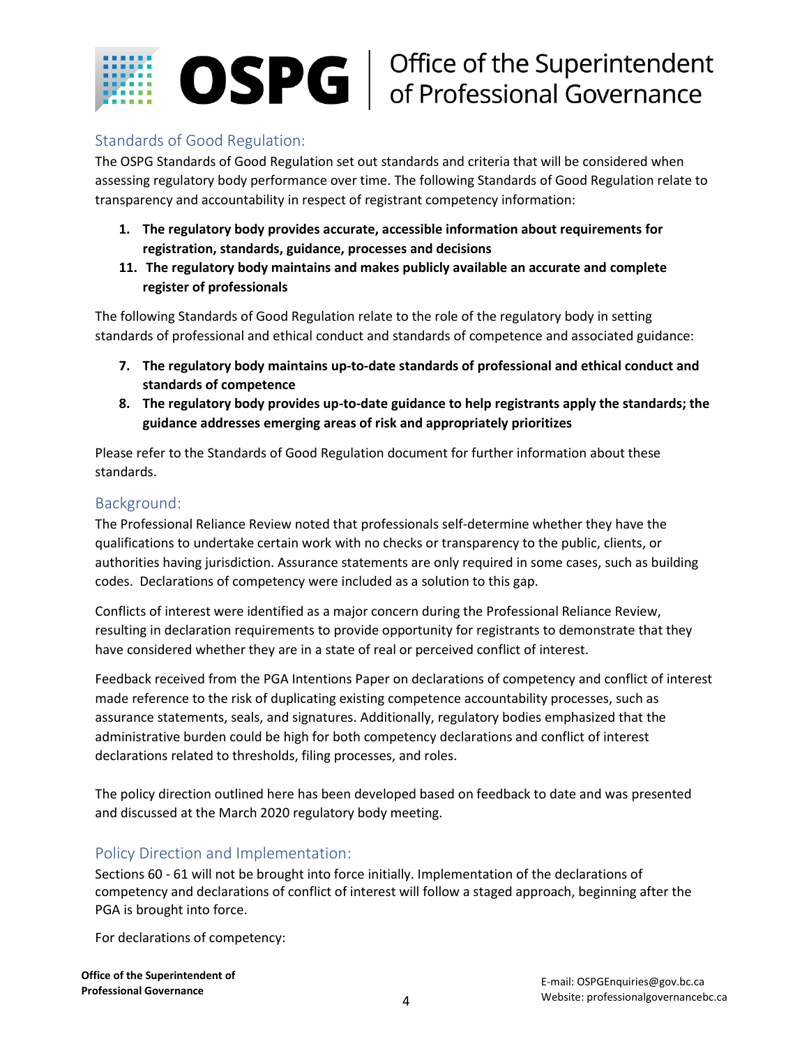## Standards of Good Regulation:

The OSPG Standards of Good Regulation set out standards and criteria that will be considered when assessing regulatory body performance over time. The following Standards of Good Regulation relate to transparency and accountability in respect of registrant competency information:

1. **The regulatory body provides accurate, accessible information about requirements for registration, standards, guidance, processes and decisions**

11. **The regulatory body maintains and makes publicly available an accurate and complete register of professionals**

The following Standards of Good Regulation relate to the role of the regulatory body in setting standards of professional and ethical conduct and standards of competence and associated guidance:

7. **The regulatory body maintains up-to-date standards of professional and ethical conduct and standards of competence**

8. **The regulatory body provides up-to-date guidance to help registrants apply the standards; the guidance addresses emerging areas of risk and appropriately prioritizes**

Please refer to the Standards of Good Regulation document for further information about these standards.

## Background:

The Professional Reliance Review noted that professionals self-determine whether they have the qualifications to undertake certain work with no checks or transparency to the public, clients, or authorities having jurisdiction. Assurance statements are only required in some cases, such as building codes. Declarations of competency were included as a solution to this gap.

Conflicts of interest were identified as a major concern during the Professional Reliance Review, resulting in declaration requirements to provide opportunity for registrants to demonstrate that they have considered whether they are in a state of real or perceived conflict of interest.

Feedback received from the PGA Intentions Paper on declarations of competency and conflict of interest made reference to the risk of duplicating existing competence accountability processes, such as assurance statements, seals, and signatures. Additionally, regulatory bodies emphasized that the administrative burden could be high for both competency declarations and conflict of interest declarations related to thresholds, filing processes, and roles.

The policy direction outlined here has been developed based on feedback to date and was presented and discussed at the March 2020 regulatory body meeting.

## Policy Direction and Implementation:

Sections 60 - 61 will not be brought into force initially. Implementation of the declarations of competency and declarations of conflict of interest will follow a staged approach, beginning after the PGA is brought into force.

For declarations of competency: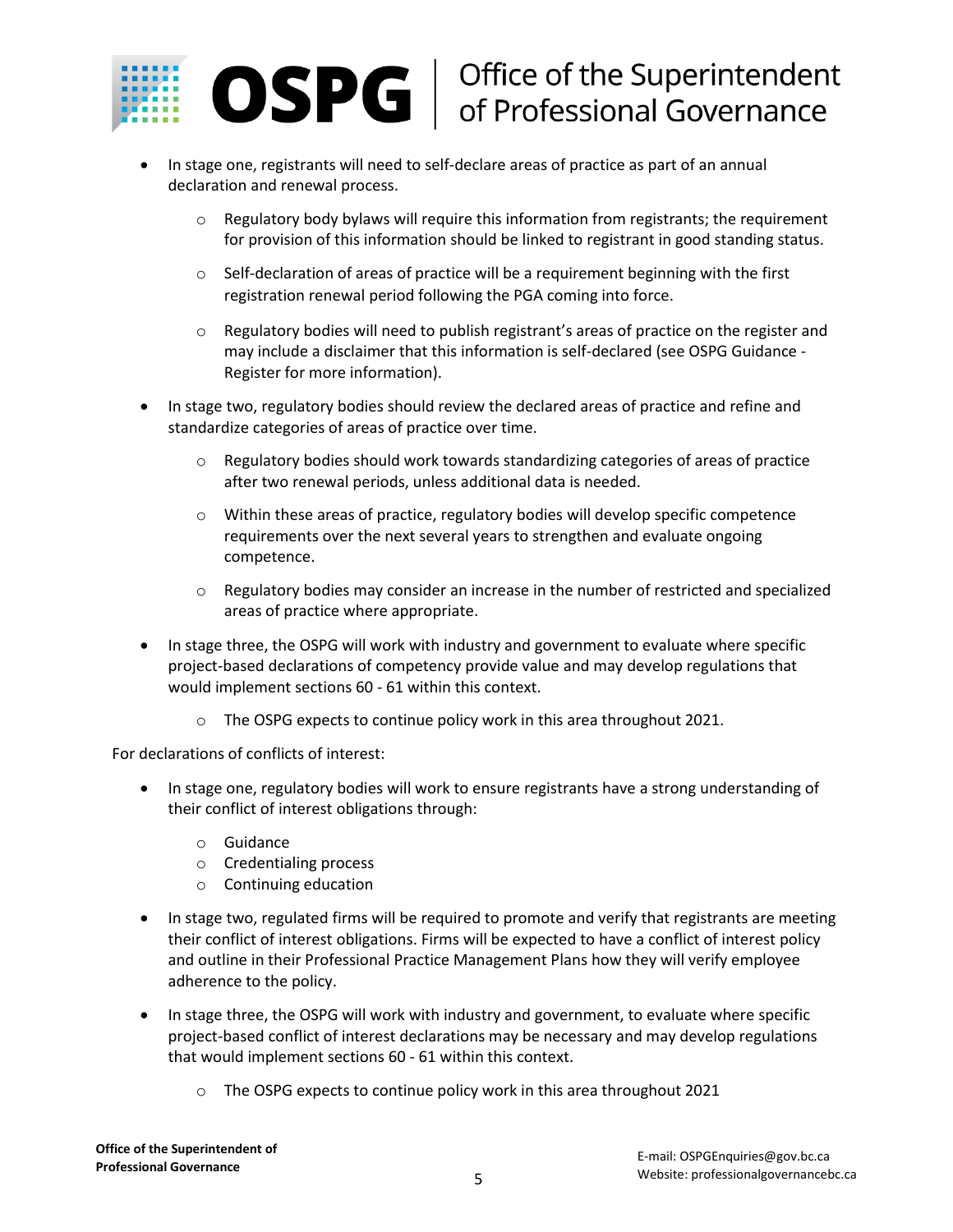- In stage one, registrants will need to self-declare areas of practice as part of an annual declaration and renewal process.
    - Regulatory body bylaws will require this information from registrants; the requirement for provision of this information should be linked to registrant in good standing status.
    - Self-declaration of areas of practice will be a requirement beginning with the first registration renewal period following the PGA coming into force.
    - Regulatory bodies will need to publish registrant's areas of practice on the register and may include a disclaimer that this information is self-declared (see OSPG Guidance - Register for more information).
- In stage two, regulatory bodies should review the declared areas of practice and refine and standardize categories of areas of practice over time.
    - Regulatory bodies should work towards standardizing categories of areas of practice after two renewal periods, unless additional data is needed.
    - Within these areas of practice, regulatory bodies will develop specific competence requirements over the next several years to strengthen and evaluate ongoing competence.
    - Regulatory bodies may consider an increase in the number of restricted and specialized areas of practice where appropriate.
- In stage three, the OSPG will work with industry and government to evaluate where specific project-based declarations of competency provide value and may develop regulations that would implement sections 60 - 61 within this context.
    - The OSPG expects to continue policy work in this area throughout 2021.

For declarations of conflicts of interest:

- In stage one, regulatory bodies will work to ensure registrants have a strong understanding of their conflict of interest obligations through:
    - Guidance
    - Credentialing process
    - Continuing education
- In stage two, regulated firms will be required to promote and verify that registrants are meeting their conflict of interest obligations. Firms will be expected to have a conflict of interest policy and outline in their Professional Practice Management Plans how they will verify employee adherence to the policy.
- In stage three, the OSPG will work with industry and government, to evaluate where specific project-based conflict of interest declarations may be necessary and may develop regulations that would implement sections 60 - 61 within this context.
    - The OSPG expects to continue policy work in this area throughout 2021